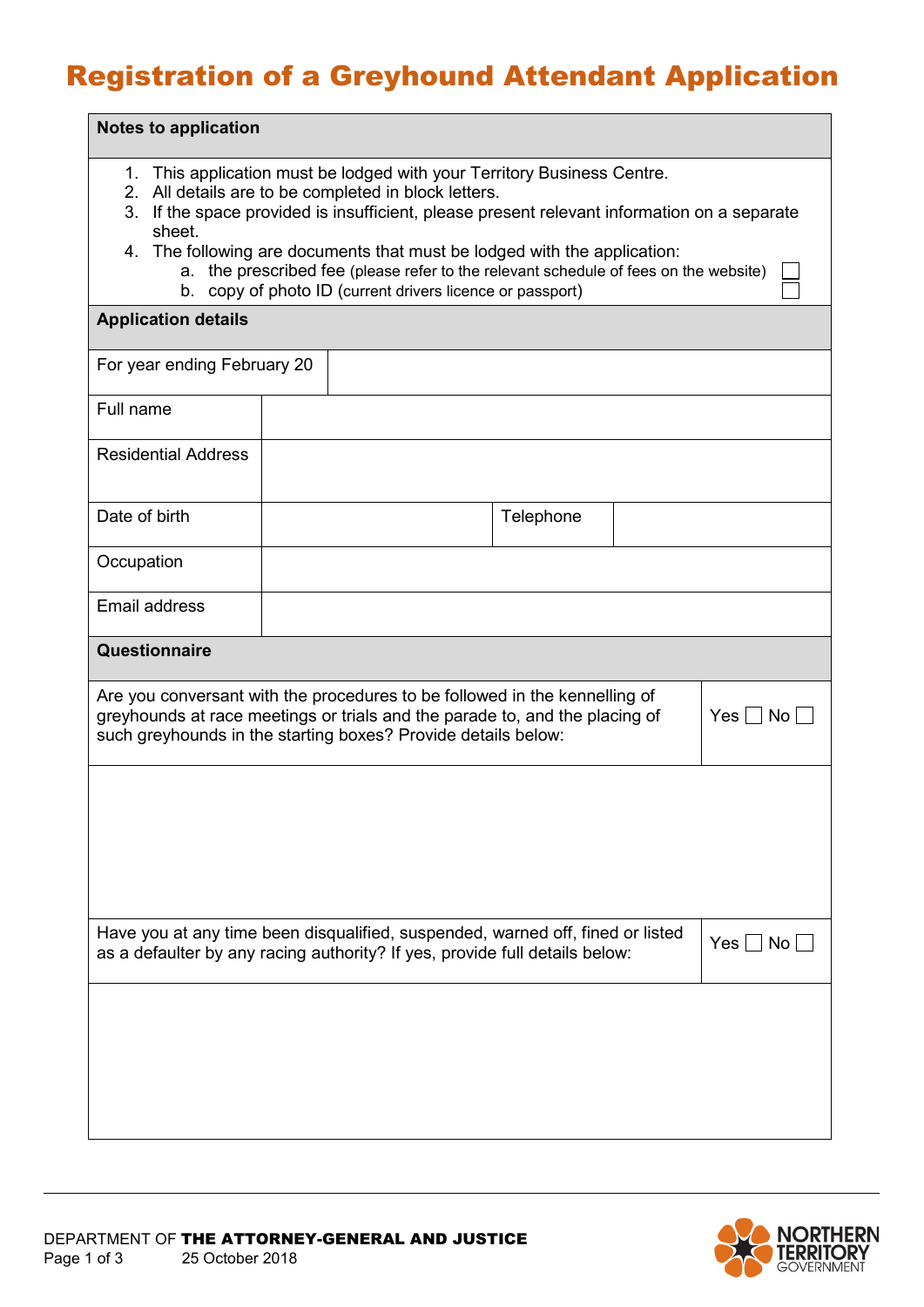# Registration of a Greyhound Attendant Application

| Notes to application |
| --- |
| 1. This application must be lodged with your Territory Business Centre.<br>2. All details are to be completed in block letters.<br>3. If the space provided is insufficient, please present relevant information on a separate sheet.<br>4. The following are documents that must be lodged with the application:<br>a. the prescribed fee (please refer to the relevant schedule of fees on the website) ☐<br>b. copy of photo ID (current drivers licence or passport) ☐ |

| Application details | | | |
| --- | --- | --- | --- |
| For year ending February 20 | | | |
| Full name | | | |
| Residential Address | | | |
| Date of birth | | Telephone | |
| Occupation | | | |
| Email address | | | |

| Questionnaire | |
| --- | --- |
| Are you conversant with the procedures to be followed in the kennelling of greyhounds at race meetings or trials and the parade to, and the placing of such greyhounds in the starting boxes? Provide details below: | Yes ☐ No ☐ |
| | |
| Have you at any time been disqualified, suspended, warned off, fined or listed as a defaulter by any racing authority? If yes, provide full details below: | Yes ☐ No ☐ |
| | |

DEPARTMENT OF **THE ATTORNEY-GENERAL AND JUSTICE**

25 October 2018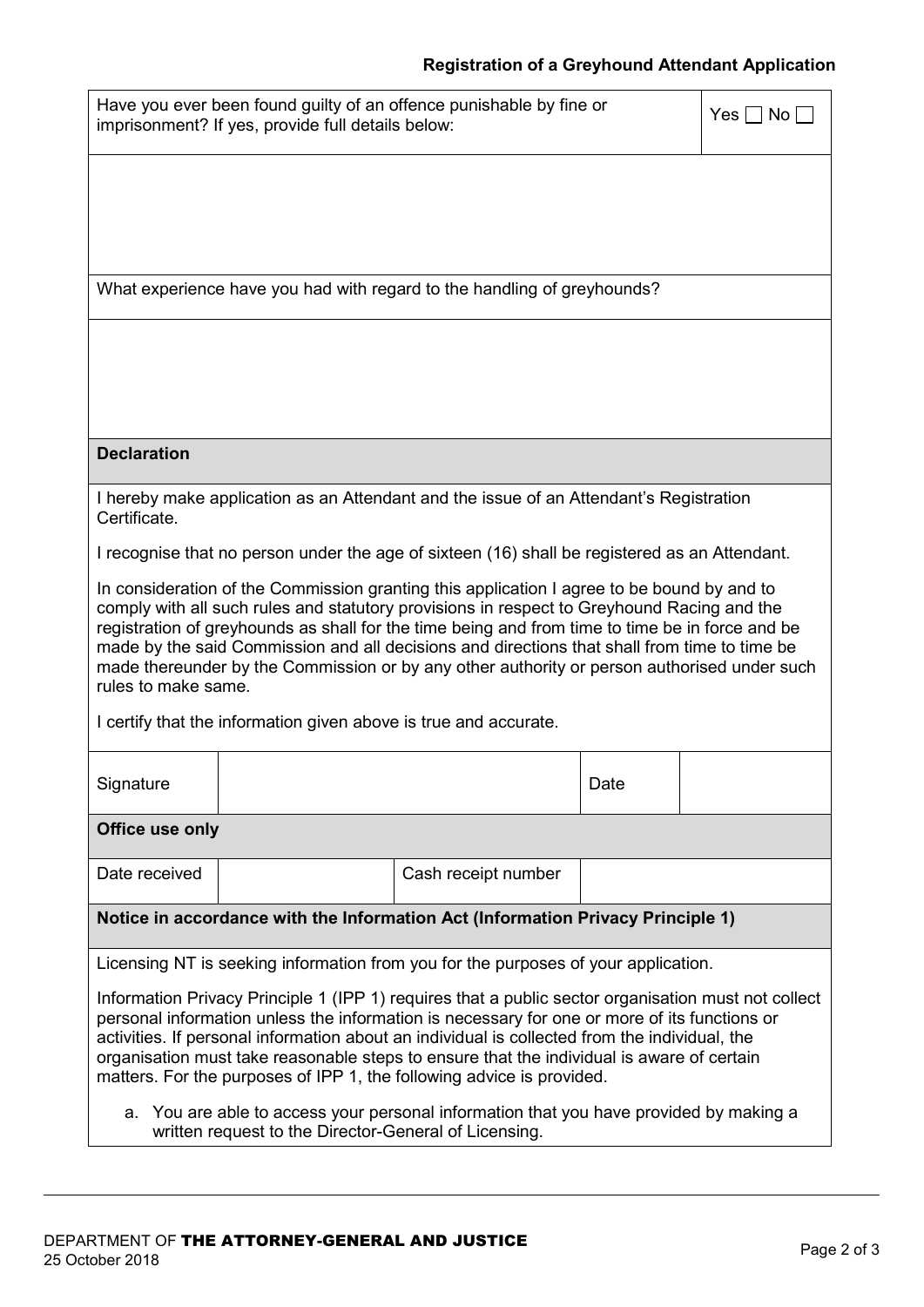| Have you ever been found guilty of an offence punishable by fine or imprisonment? If yes, provide full details below: | Yes ☐ No ☐ |
|---|---|
| | |

| What experience have you had with regard to the handling of greyhounds? |
|---|
| |

## Declaration

I hereby make application as an Attendant and the issue of an Attendant's Registration Certificate.

I recognise that no person under the age of sixteen (16) shall be registered as an Attendant.

In consideration of the Commission granting this application I agree to be bound by and to comply with all such rules and statutory provisions in respect to Greyhound Racing and the registration of greyhounds as shall for the time being and from time to time be in force and be made by the said Commission and all decisions and directions that shall from time to time be made thereunder by the Commission or by any other authority or person authorised under such rules to make same.

I certify that the information given above is true and accurate.

| Signature | | Date | |
|---|---|---|---|

## Office use only

| Date received | | Cash receipt number | |
|---|---|---|---|

## Notice in accordance with the Information Act (Information Privacy Principle 1)

Licensing NT is seeking information from you for the purposes of your application.

Information Privacy Principle 1 (IPP 1) requires that a public sector organisation must not collect personal information unless the information is necessary for one or more of its functions or activities. If personal information about an individual is collected from the individual, the organisation must take reasonable steps to ensure that the individual is aware of certain matters. For the purposes of IPP 1, the following advice is provided.

a. You are able to access your personal information that you have provided by making a written request to the Director-General of Licensing.

DEPARTMENT OF **THE ATTORNEY-GENERAL AND JUSTICE**
25 October 2018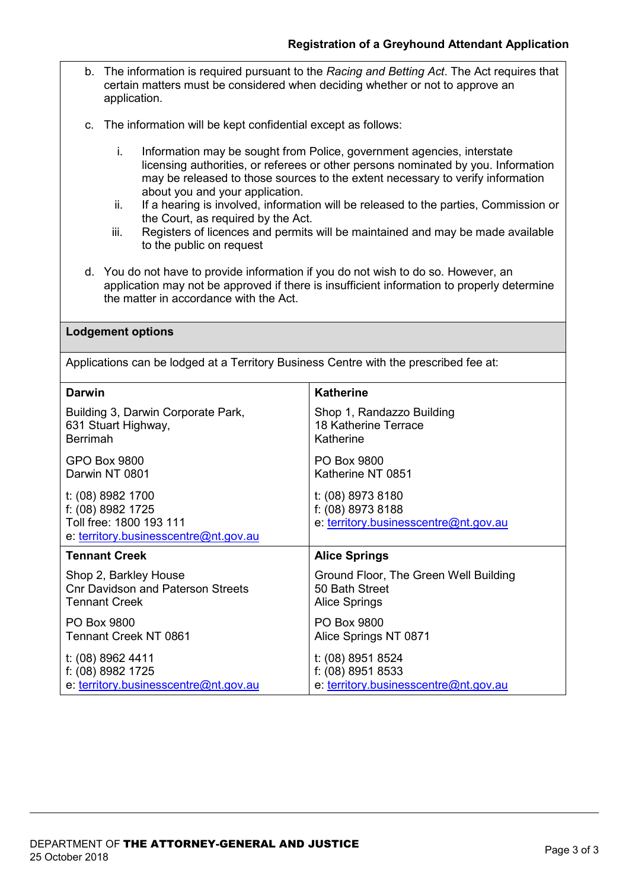b. The information is required pursuant to the *Racing and Betting Act*. The Act requires that certain matters must be considered when deciding whether or not to approve an application.

c. The information will be kept confidential except as follows:

   i. Information may be sought from Police, government agencies, interstate licensing authorities, or referees or other persons nominated by you. Information may be released to those sources to the extent necessary to verify information about you and your application.

   ii. If a hearing is involved, information will be released to the parties, Commission or the Court, as required by the Act.

   iii. Registers of licences and permits will be maintained and may be made available to the public on request

d. You do not have to provide information if you do not wish to do so. However, an application may not be approved if there is insufficient information to properly determine the matter in accordance with the Act.

**Lodgement options**

Applications can be lodged at a Territory Business Centre with the prescribed fee at:

| | |
|---|---|
| **Darwin**<br>Building 3, Darwin Corporate Park,<br>631 Stuart Highway,<br>Berrimah<br><br>GPO Box 9800<br>Darwin NT 0801<br><br>t: (08) 8982 1700<br>f: (08) 8982 1725<br>Toll free: 1800 193 111<br>e: territory.businesscentre@nt.gov.au | **Katherine**<br>Shop 1, Randazzo Building<br>18 Katherine Terrace<br>Katherine<br><br>PO Box 9800<br>Katherine NT 0851<br><br>t: (08) 8973 8180<br>f: (08) 8973 8188<br>e: territory.businesscentre@nt.gov.au |
| **Tennant Creek**<br>Shop 2, Barkley House<br>Cnr Davidson and Paterson Streets<br>Tennant Creek<br><br>PO Box 9800<br>Tennant Creek NT 0861<br><br>t: (08) 8962 4411<br>f: (08) 8982 1725<br>e: territory.businesscentre@nt.gov.au | **Alice Springs**<br>Ground Floor, The Green Well Building<br>50 Bath Street<br>Alice Springs<br><br>PO Box 9800<br>Alice Springs NT 0871<br><br>t: (08) 8951 8524<br>f: (08) 8951 8533<br>e: territory.businesscentre@nt.gov.au |